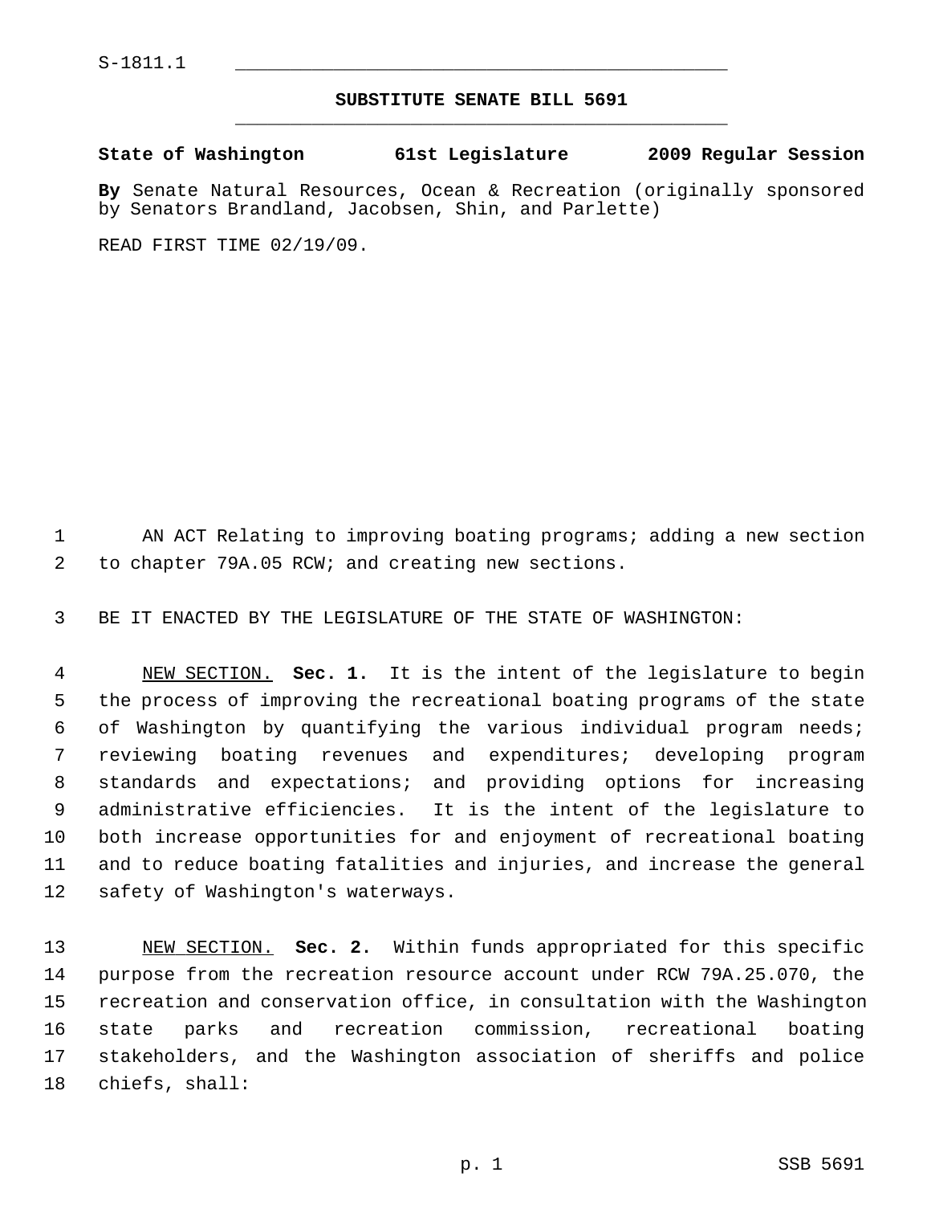S-1811.1

## SUBSTITUTE SENATE BILL 5691

**State of Washington 61st Legislature 2009 Regular Session**

**By** Senate Natural Resources, Ocean & Recreation (originally sponsored by Senators Brandland, Jacobsen, Shin, and Parlette)

READ FIRST TIME 02/19/09.

AN ACT Relating to improving boating programs; adding a new section to chapter 79A.05 RCW; and creating new sections.

BE IT ENACTED BY THE LEGISLATURE OF THE STATE OF WASHINGTON:

NEW SECTION. **Sec. 1.** It is the intent of the legislature to begin the process of improving the recreational boating programs of the state of Washington by quantifying the various individual program needs; reviewing boating revenues and expenditures; developing program standards and expectations; and providing options for increasing administrative efficiencies. It is the intent of the legislature to both increase opportunities for and enjoyment of recreational boating and to reduce boating fatalities and injuries, and increase the general safety of Washington's waterways.

NEW SECTION. **Sec. 2.** Within funds appropriated for this specific purpose from the recreation resource account under RCW 79A.25.070, the recreation and conservation office, in consultation with the Washington state parks and recreation commission, recreational boating stakeholders, and the Washington association of sheriffs and police chiefs, shall: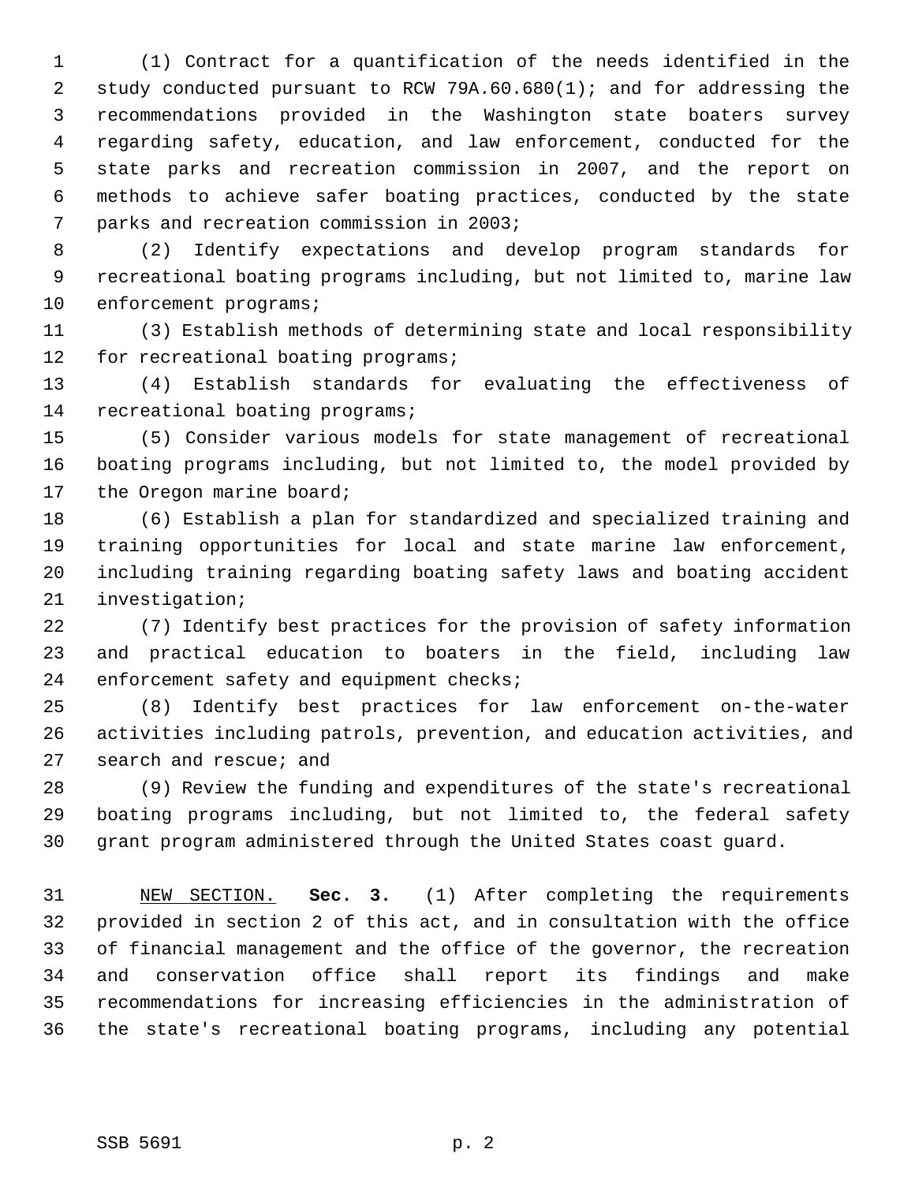(1) Contract for a quantification of the needs identified in the study conducted pursuant to RCW 79A.60.680(1); and for addressing the recommendations provided in the Washington state boaters survey regarding safety, education, and law enforcement, conducted for the state parks and recreation commission in 2007, and the report on methods to achieve safer boating practices, conducted by the state parks and recreation commission in 2003;

(2) Identify expectations and develop program standards for recreational boating programs including, but not limited to, marine law enforcement programs;

(3) Establish methods of determining state and local responsibility for recreational boating programs;

(4) Establish standards for evaluating the effectiveness of recreational boating programs;

(5) Consider various models for state management of recreational boating programs including, but not limited to, the model provided by the Oregon marine board;

(6) Establish a plan for standardized and specialized training and training opportunities for local and state marine law enforcement, including training regarding boating safety laws and boating accident investigation;

(7) Identify best practices for the provision of safety information and practical education to boaters in the field, including law enforcement safety and equipment checks;

(8) Identify best practices for law enforcement on-the-water activities including patrols, prevention, and education activities, and search and rescue; and

(9) Review the funding and expenditures of the state's recreational boating programs including, but not limited to, the federal safety grant program administered through the United States coast guard.

NEW SECTION. **Sec. 3.** (1) After completing the requirements provided in section 2 of this act, and in consultation with the office of financial management and the office of the governor, the recreation and conservation office shall report its findings and make recommendations for increasing efficiencies in the administration of the state's recreational boating programs, including any potential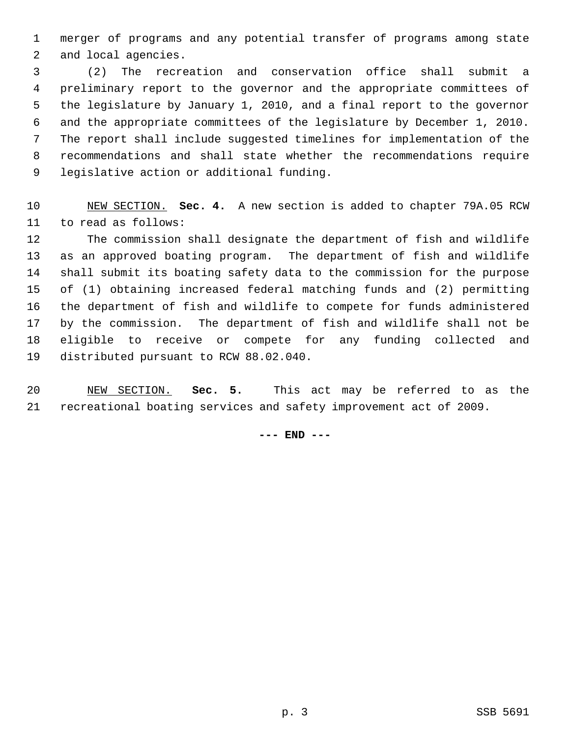merger of programs and any potential transfer of programs among state and local agencies.

(2) The recreation and conservation office shall submit a preliminary report to the governor and the appropriate committees of the legislature by January 1, 2010, and a final report to the governor and the appropriate committees of the legislature by December 1, 2010. The report shall include suggested timelines for implementation of the recommendations and shall state whether the recommendations require legislative action or additional funding.

NEW SECTION. **Sec. 4.** A new section is added to chapter 79A.05 RCW to read as follows:

The commission shall designate the department of fish and wildlife as an approved boating program. The department of fish and wildlife shall submit its boating safety data to the commission for the purpose of (1) obtaining increased federal matching funds and (2) permitting the department of fish and wildlife to compete for funds administered by the commission. The department of fish and wildlife shall not be eligible to receive or compete for any funding collected and distributed pursuant to RCW 88.02.040.

NEW SECTION. **Sec. 5.** This act may be referred to as the recreational boating services and safety improvement act of 2009.

**--- END ---**